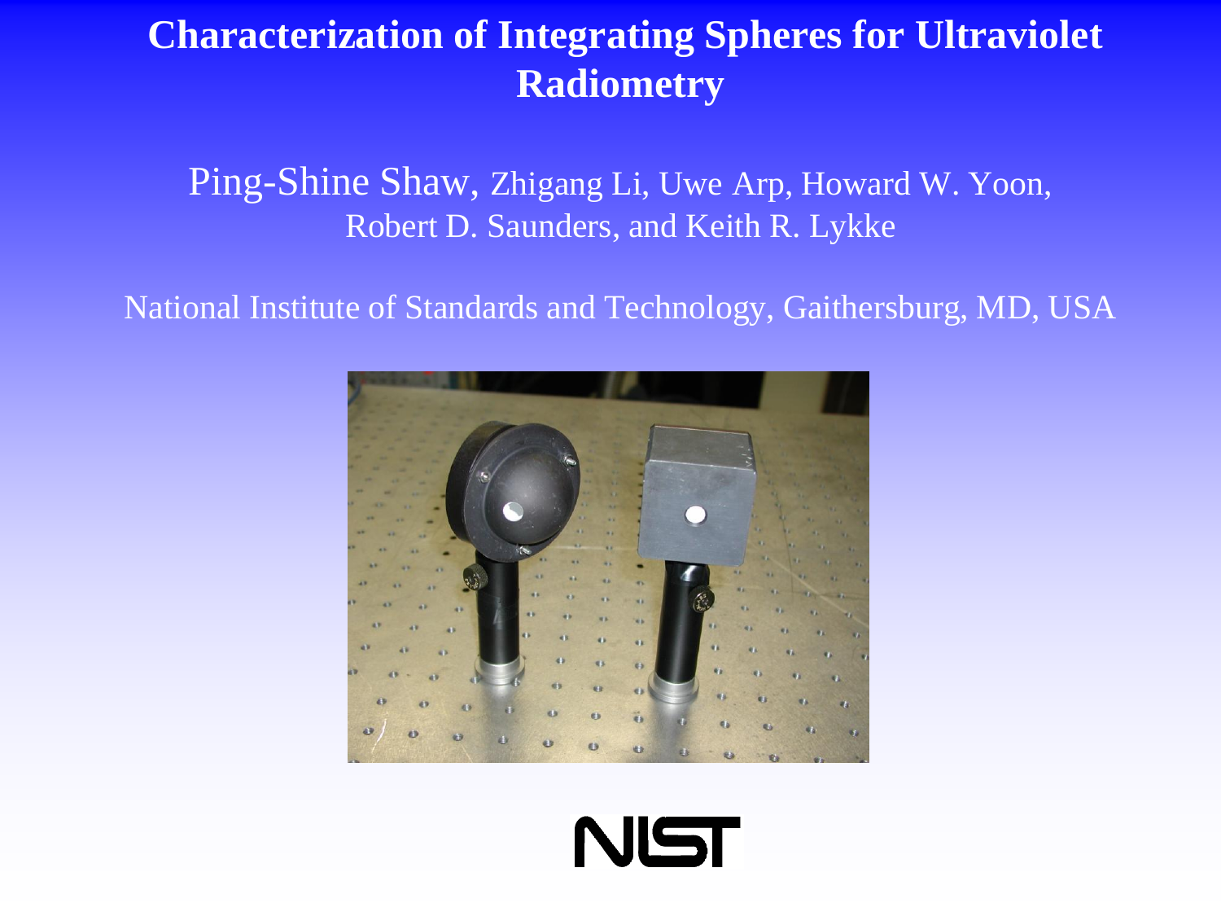# Characterization of Integrating Spheres for Ultraviolet Radiometry

Ping-Shine Shaw, Zhigang Li, Uwe Arp, Howard W. Yoon, Robert D. Saunders, and Keith R. Lykke

National Institute of Standards and Technology, Gaithersburg, MD, USA

NIST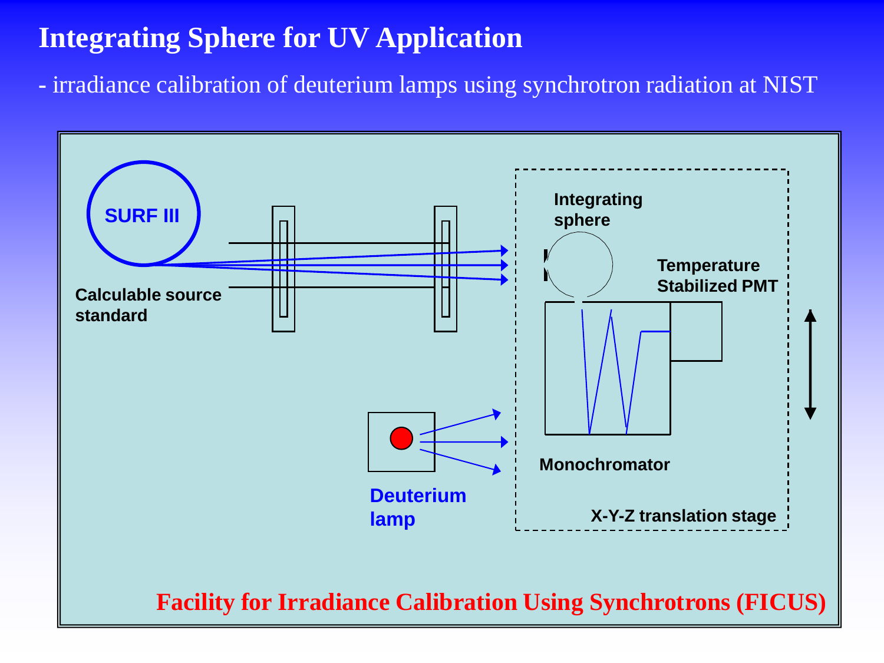# Integrating Sphere for UV Application

- irradiance calibration of deuterium lamps using synchrotron radiation at NIST

SURF III

Calculable source standard

Integrating sphere

Temperature Stabilized PMT

Monochromator

Deuterium lamp

X-Y-Z translation stage

**Facility for Irradiance Calibration Using Synchrotrons (FICUS)**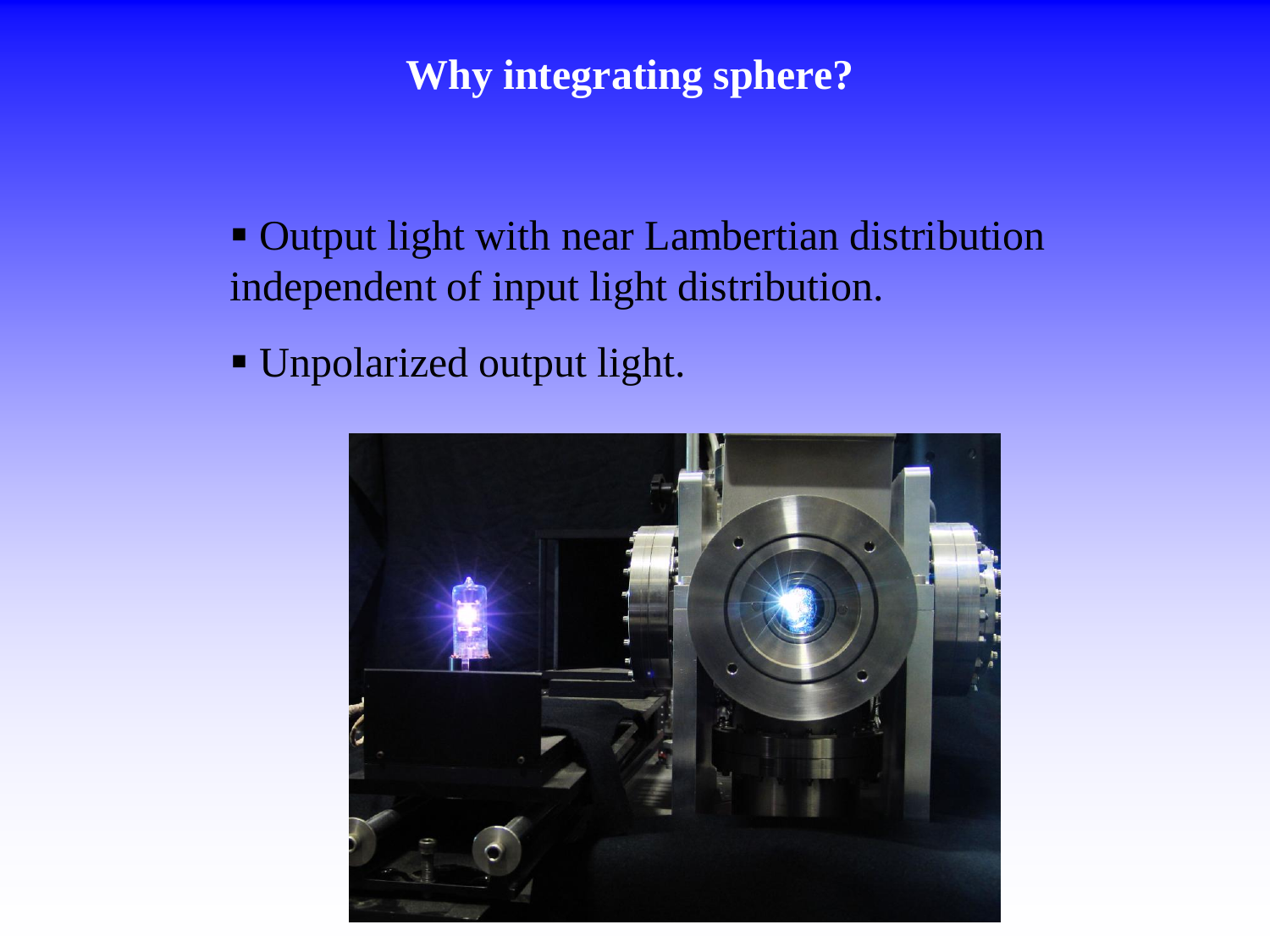# Why integrating sphere?

- Output light with near Lambertian distribution independent of input light distribution.
- Unpolarized output light.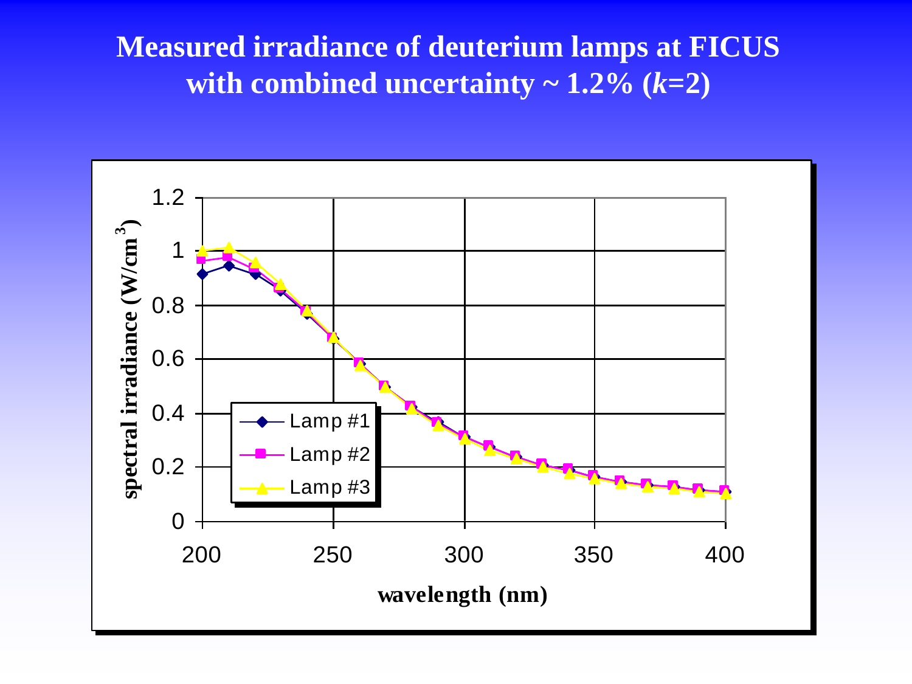# Measured irradiance of deuterium lamps at FICUS with combined uncertainty ~ 1.2% (*k*=2)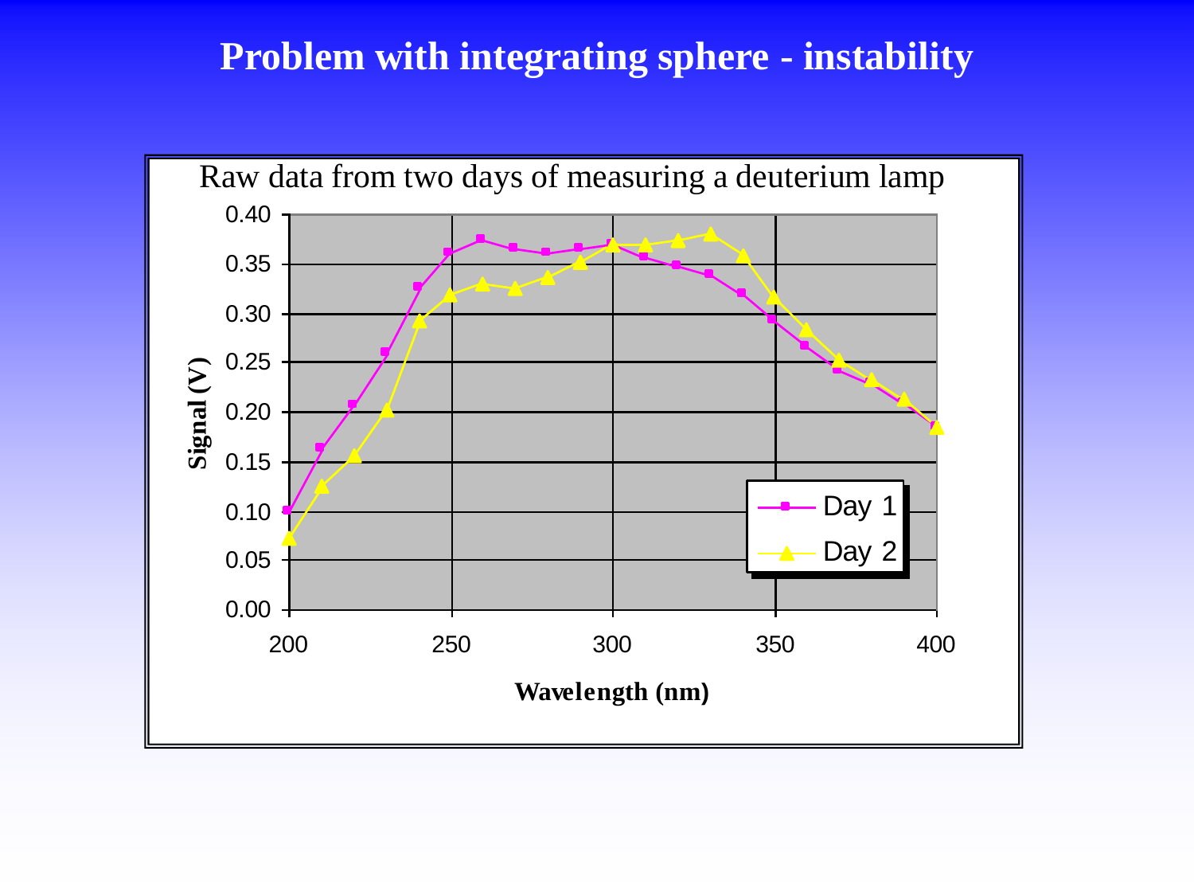# Problem with integrating sphere - instability

Raw data from two days of measuring a deuterium lamp

Signal (V)

Wavelength (nm)

Day 1

Day 2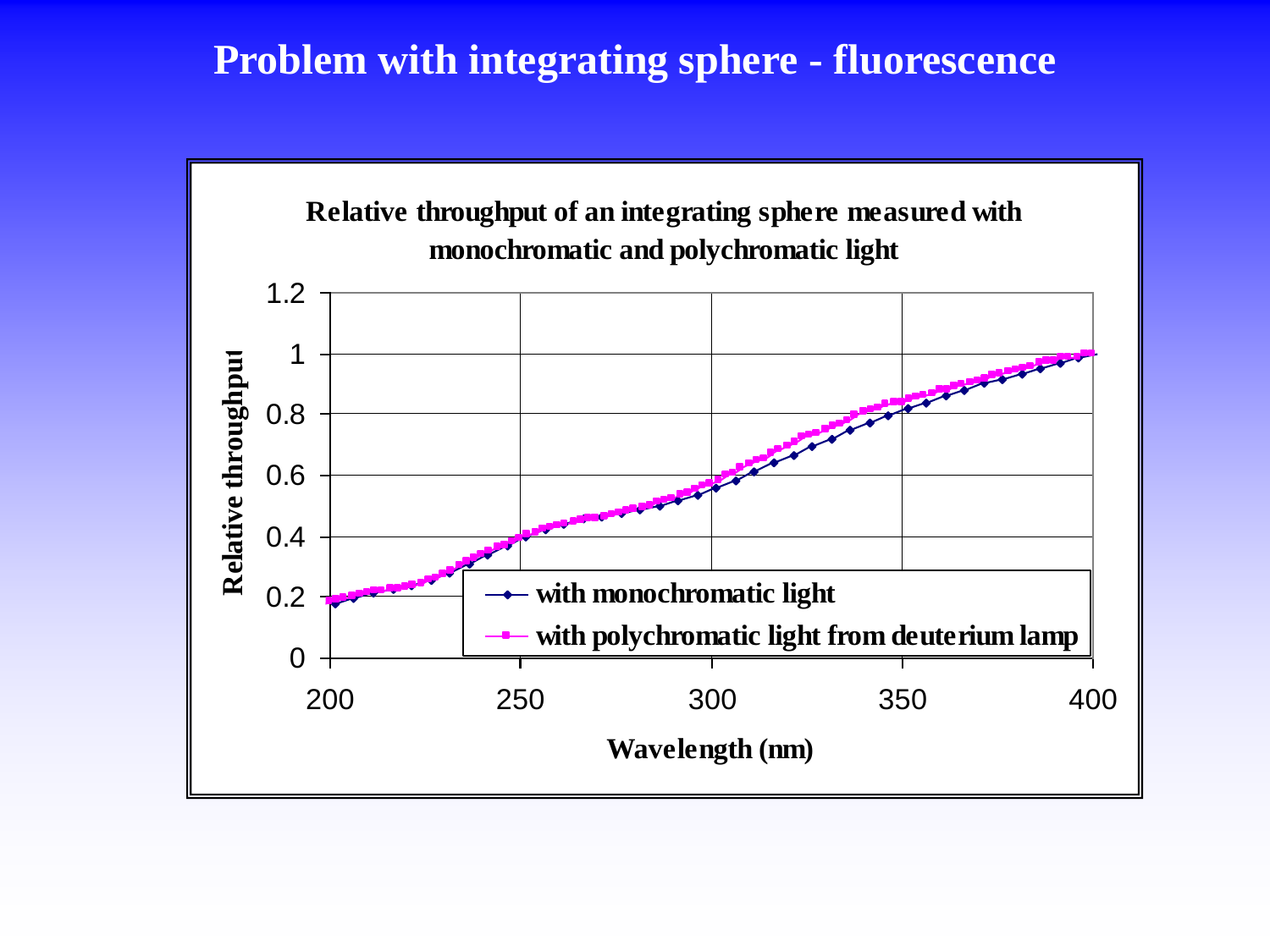# Problem with integrating sphere - fluorescence

**Relative throughput of an integrating sphere measured with monochromatic and polychromatic light**

Relative throughput: 0, 0.2, 0.4, 0.6, 0.8, 1, 1.2

Wavelength (nm): 200, 250, 300, 350, 400

- with monochromatic light
- with polychromatic light from deuterium lamp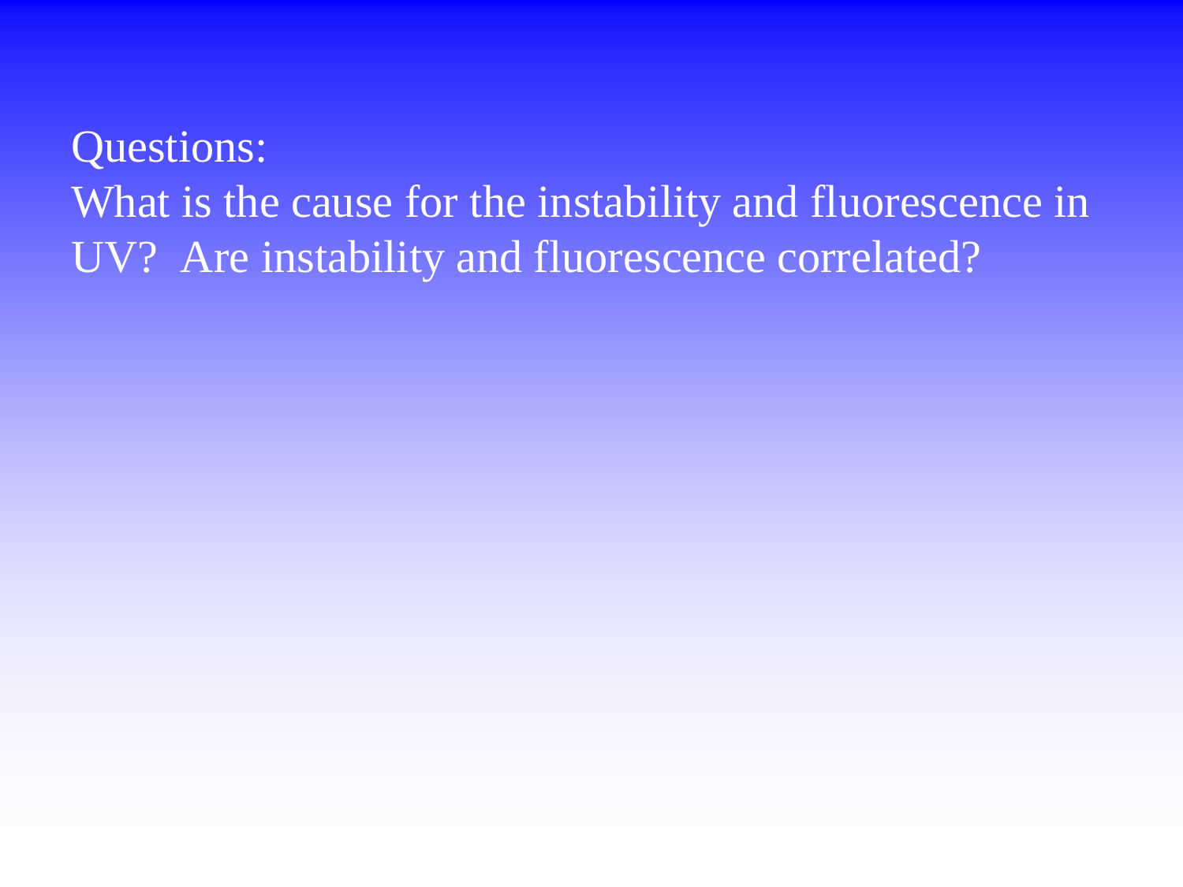Questions:

What is the cause for the instability and fluorescence in UV? Are instability and fluorescence correlated?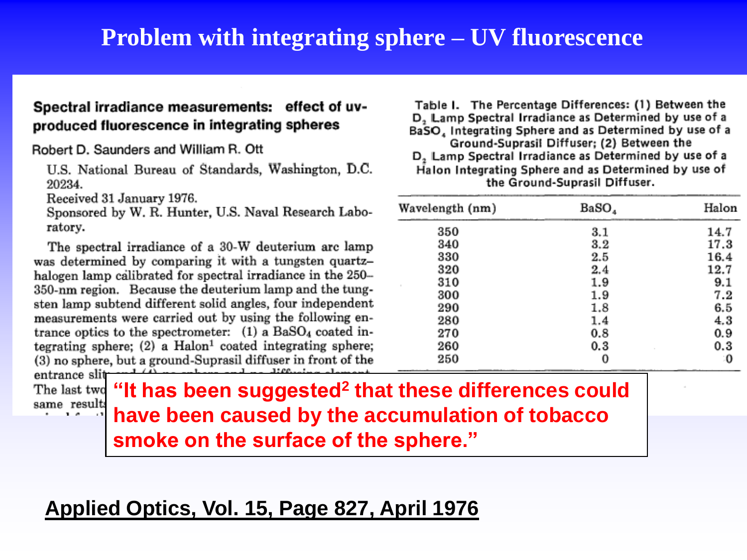# Problem with integrating sphere – UV fluorescence

## Spectral irradiance measurements: effect of uv-produced fluorescence in integrating spheres

Robert D. Saunders and William R. Ott

U.S. National Bureau of Standards, Washington, D.C. 20234.

Received 31 January 1976.

Sponsored by W. R. Hunter, U.S. Naval Research Laboratory.

The spectral irradiance of a 30-W deuterium arc lamp was determined by comparing it with a tungsten quartz–halogen lamp calibrated for spectral irradiance in the 250–350-nm region. Because the deuterium lamp and the tungsten lamp subtend different solid angles, four independent measurements were carried out by using the following entrance optics to the spectrometer: (1) a $BaSO_4$ coated integrating sphere; (2) a Halon[1] coated integrating sphere; (3) no sphere, but a ground-Suprasil diffuser in front of the entrance slit

The last two ... same result...

Table I. The Percentage Differences: (1) Between the $D_2$ Lamp Spectral Irradiance as Determined by use of a $BaSO_4$ Integrating Sphere and as Determined by use of a Ground-Suprasil Diffuser; (2) Between the $D_2$ Lamp Spectral Irradiance as Determined by use of a Halon Integrating Sphere and as Determined by use of the Ground-Suprasil Diffuser.

| Wavelength (nm) | $BaSO_4$ | Halon |
|---|---|---|
| 350 | 3.1 | 14.7 |
| 340 | 3.2 | 17.3 |
| 330 | 2.5 | 16.4 |
| 320 | 2.4 | 12.7 |
| 310 | 1.9 | 9.1 |
| 300 | 1.9 | 7.2 |
| 290 | 1.8 | 6.5 |
| 280 | 1.4 | 4.3 |
| 270 | 0.8 | 0.9 |
| 260 | 0.3 | 0.3 |
| 250 | 0 | 0 |

**"It has been suggested[2] that these differences could have been caused by the accumulation of tobacco smoke on the surface of the sphere."**

**Applied Optics, Vol. 15, Page 827, April 1976**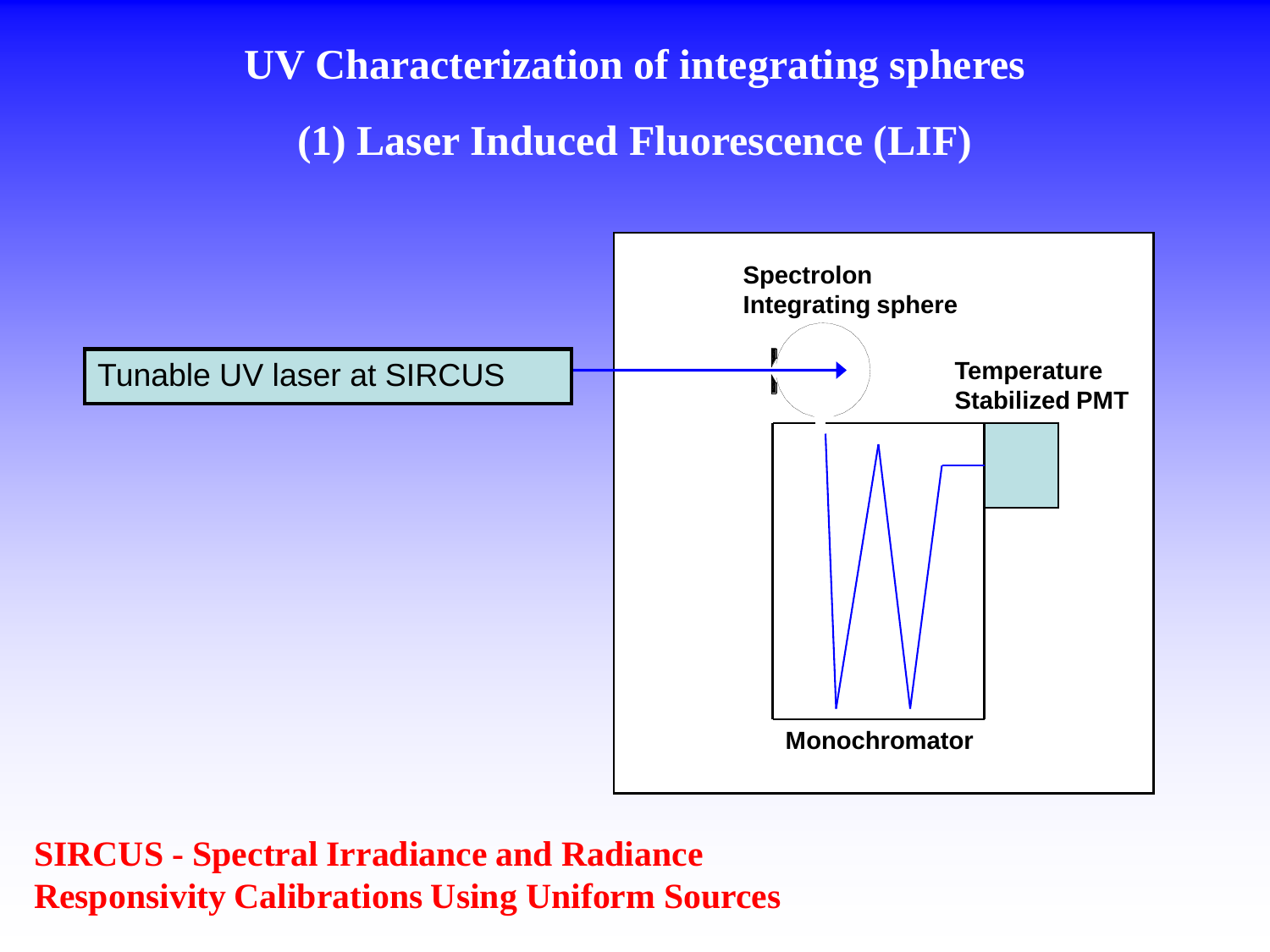# UV Characterization of integrating spheres

## (1) Laser Induced Fluorescence (LIF)

Tunable UV laser at SIRCUS

Spectrolon Integrating sphere

Temperature Stabilized PMT

Monochromator

**SIRCUS - Spectral Irradiance and Radiance Responsivity Calibrations Using Uniform Sources**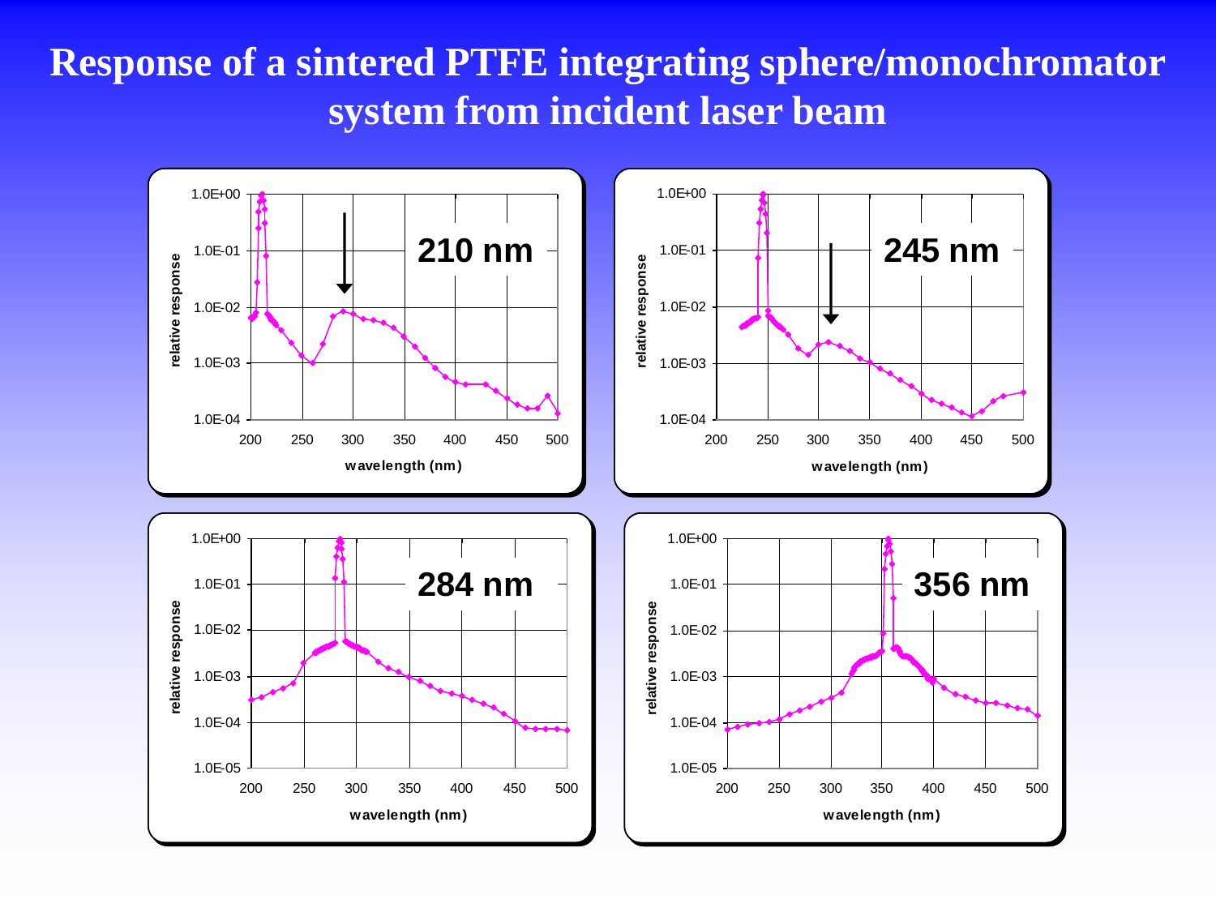# Response of a sintered PTFE integrating sphere/monochromator system from incident laser beam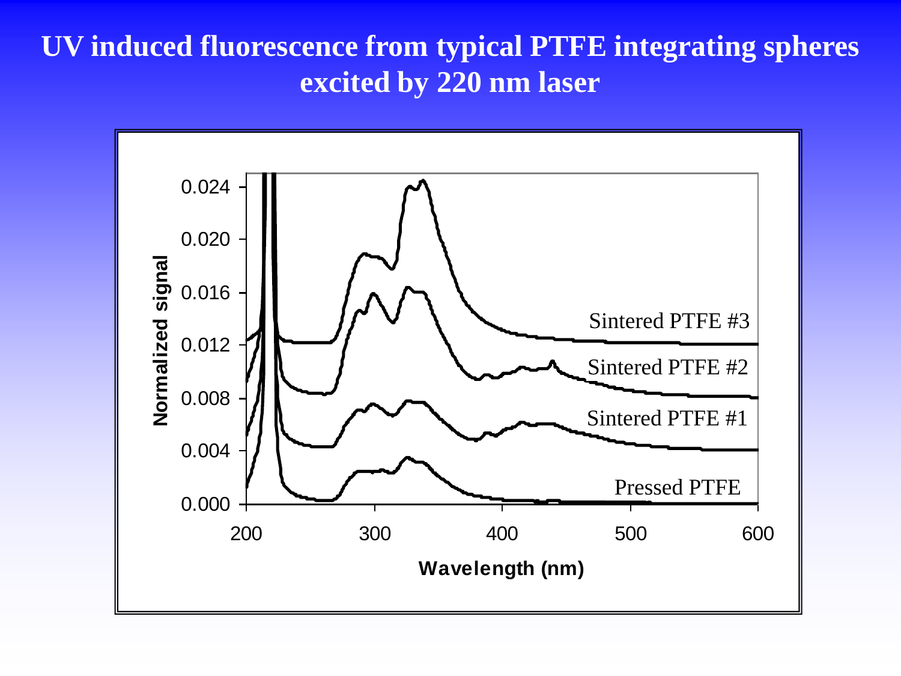# UV induced fluorescence from typical PTFE integrating spheres excited by 220 nm laser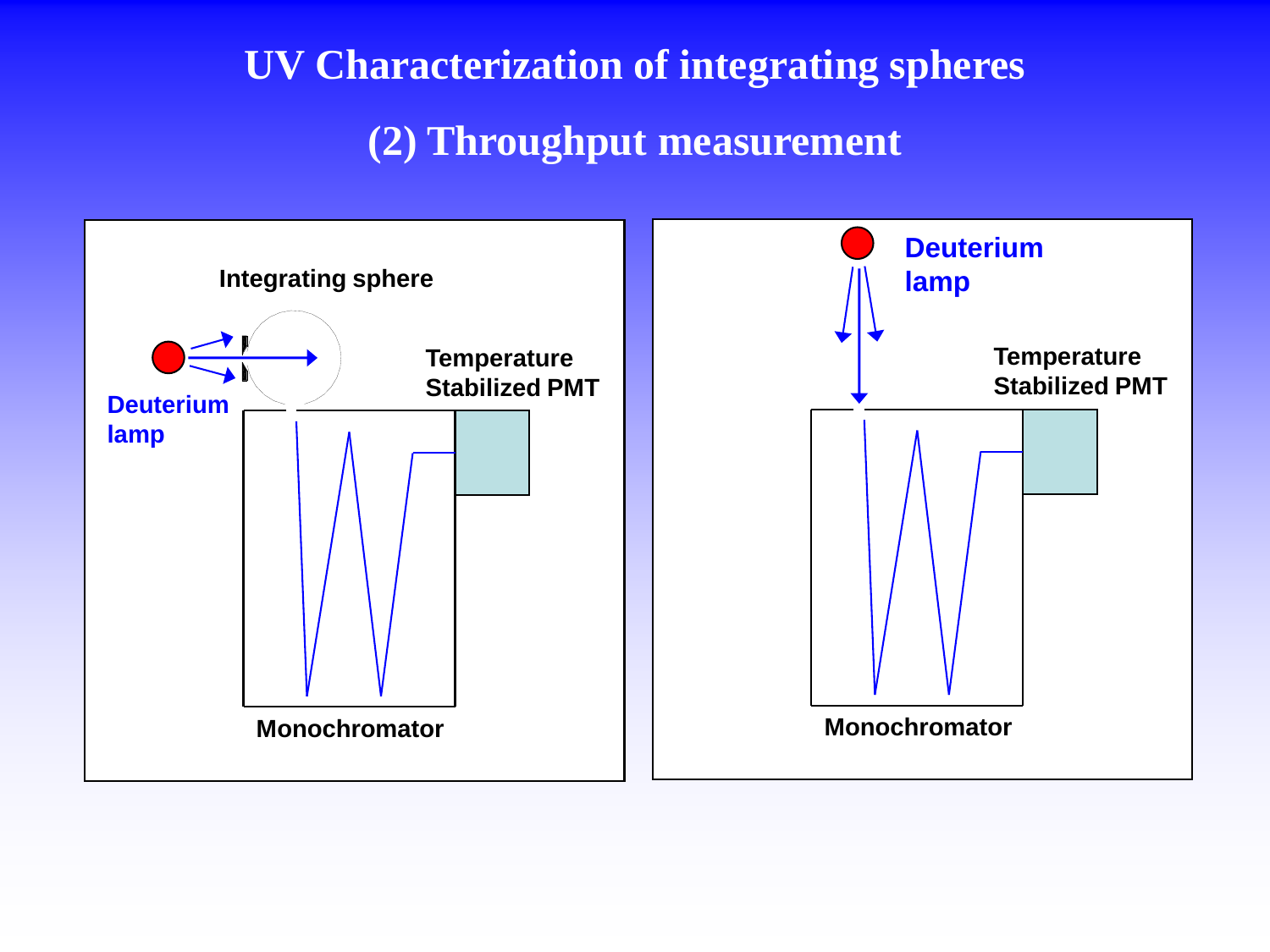# UV Characterization of integrating spheres

## (2) Throughput measurement

Integrating sphere

Deuterium lamp

Temperature Stabilized PMT

Monochromator

Deuterium lamp

Temperature Stabilized PMT

Monochromator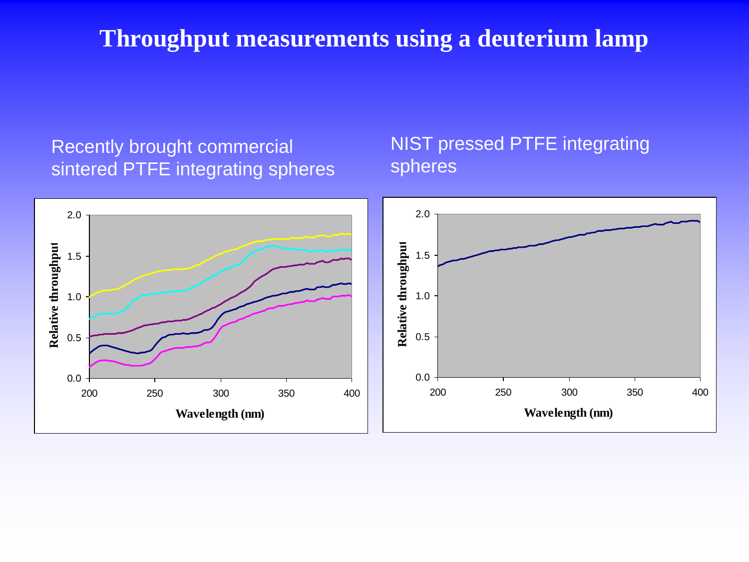# Throughput measurements using a deuterium lamp

Recently brought commercial sintered PTFE integrating spheres

NIST pressed PTFE integrating spheres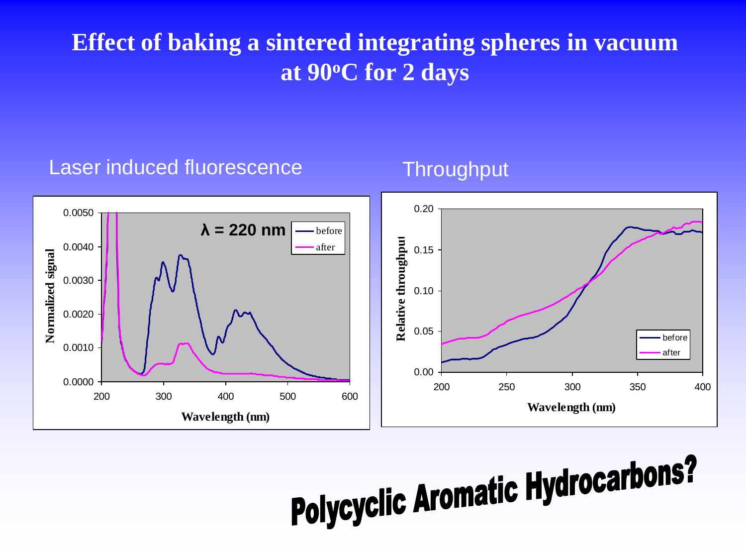# Effect of baking a sintered integrating spheres in vacuum at 90°C for 2 days

Laser induced fluorescence

Throughput

Polycyclic Aromatic Hydrocarbons?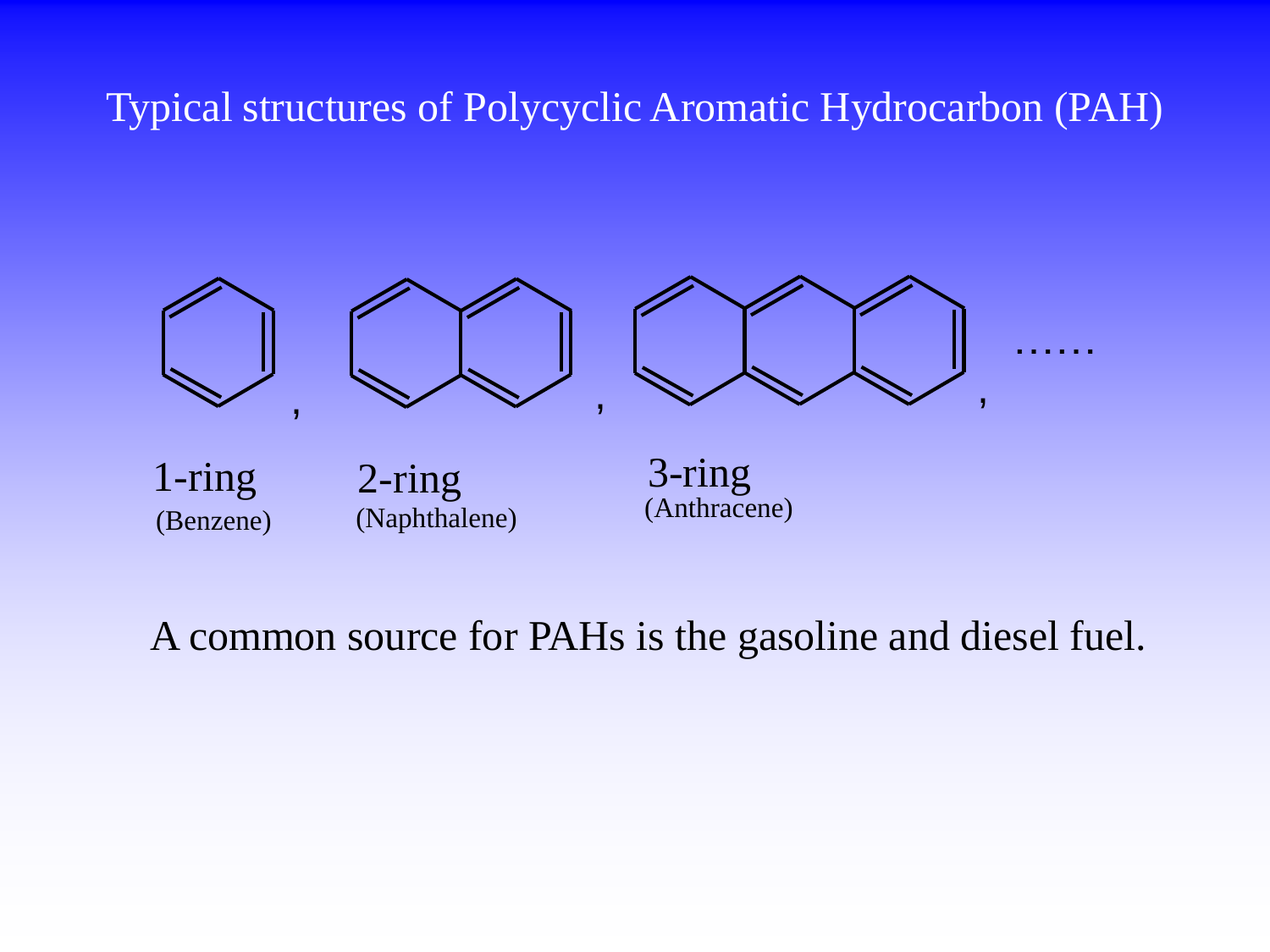# Typical structures of Polycyclic Aromatic Hydrocarbon (PAH)

1-ring (Benzene), 2-ring (Naphthalene), 3-ring (Anthracene), ……

A common source for PAHs is the gasoline and diesel fuel.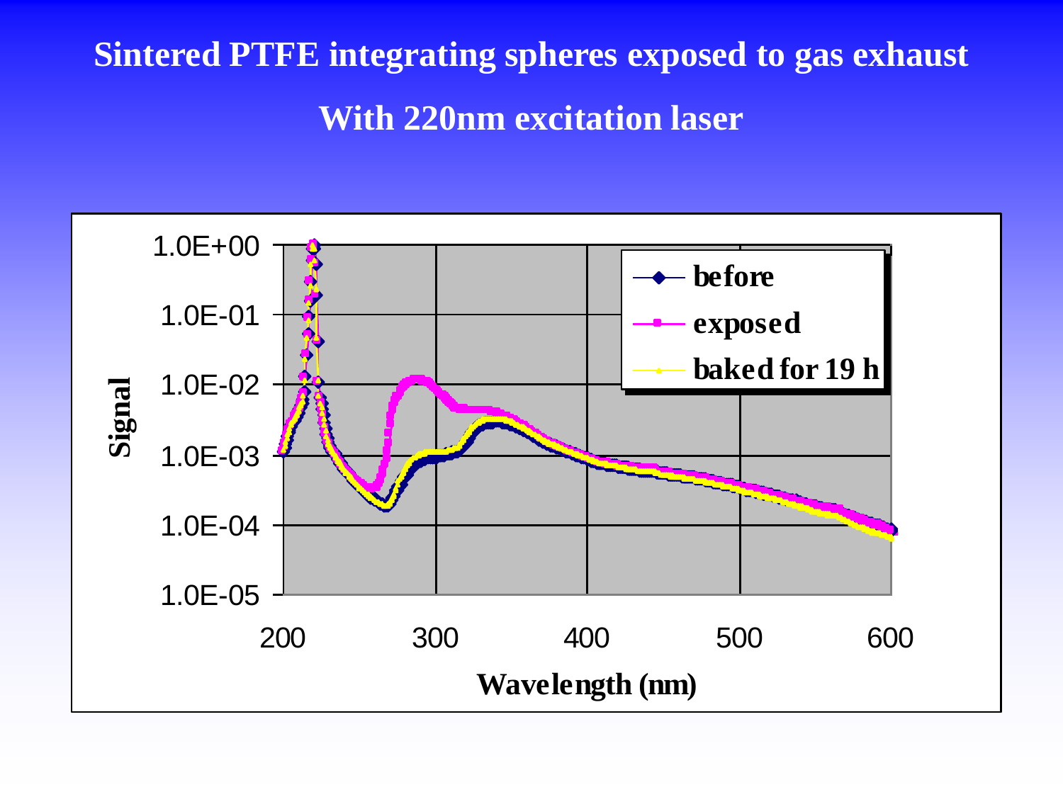# Sintered PTFE integrating spheres exposed to gas exhaust

## With 220nm excitation laser

Signal

1.0E+00
1.0E-01
1.0E-02
1.0E-03
1.0E-04
1.0E-05

200 300 400 500 600

Wavelength (nm)

- before
- exposed
- baked for 19 h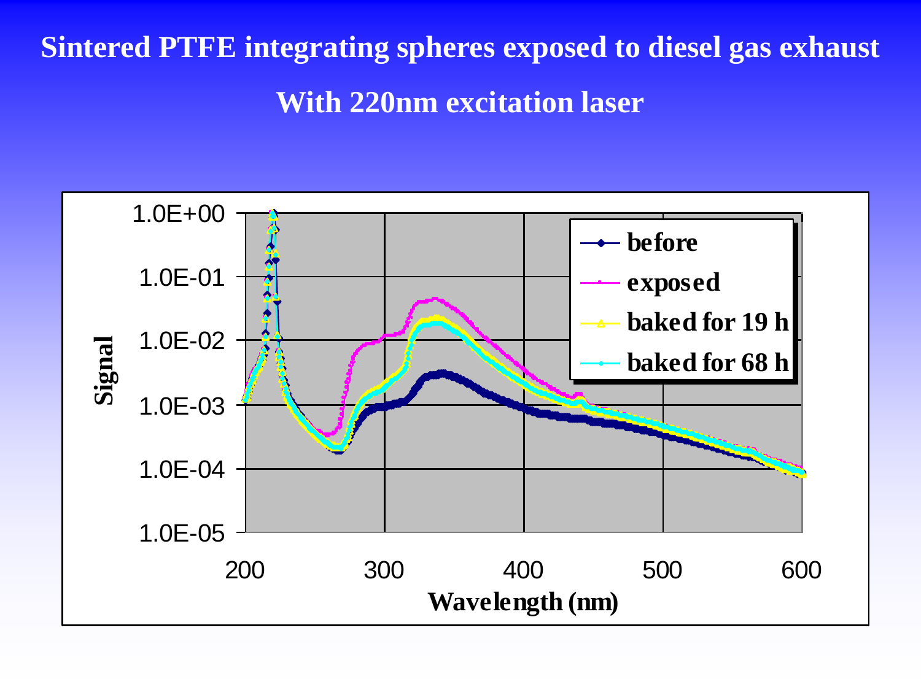# Sintered PTFE integrating spheres exposed to diesel gas exhaust

## With 220nm excitation laser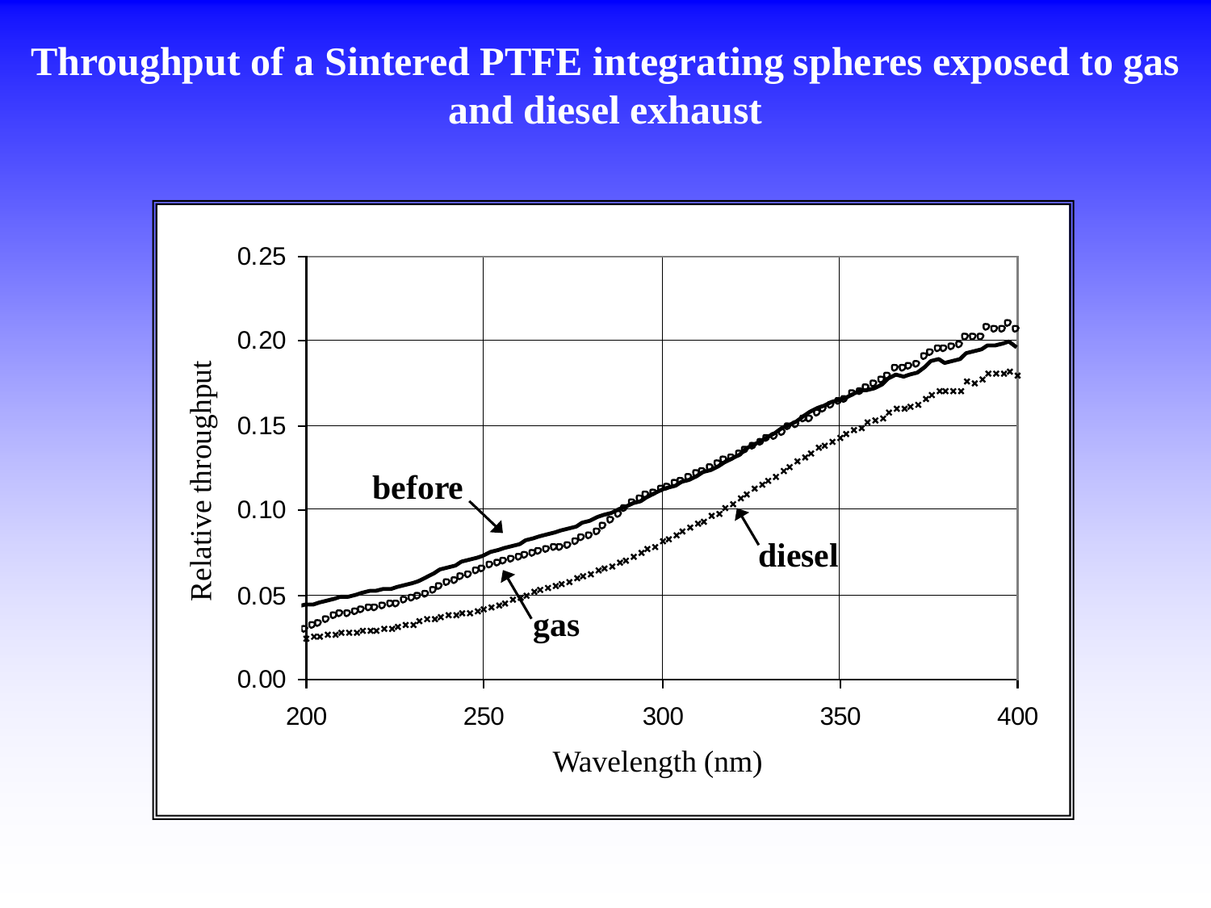# Throughput of a Sintered PTFE integrating spheres exposed to gas and diesel exhaust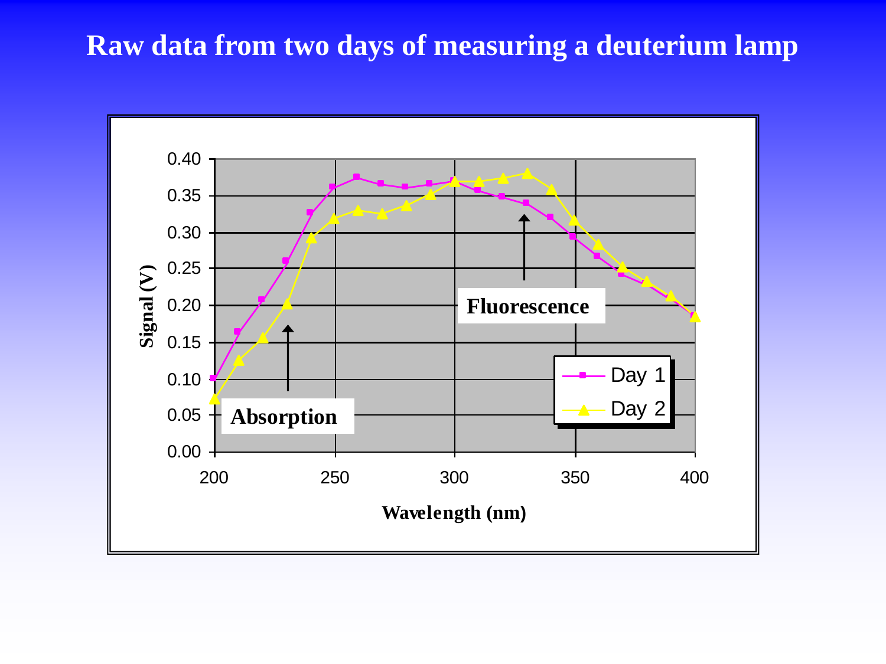# Raw data from two days of measuring a deuterium lamp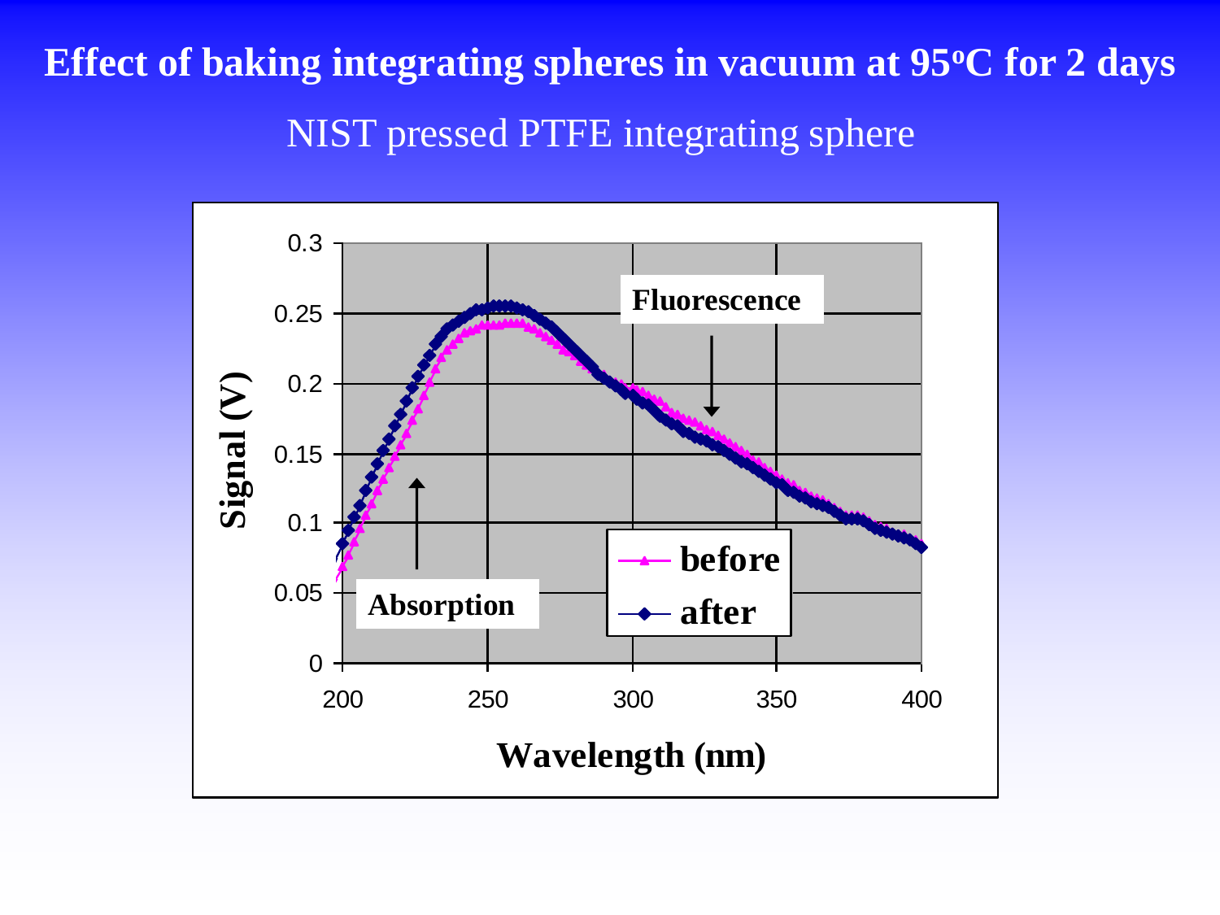# Effect of baking integrating spheres in vacuum at 95°C for 2 days

## NIST pressed PTFE integrating sphere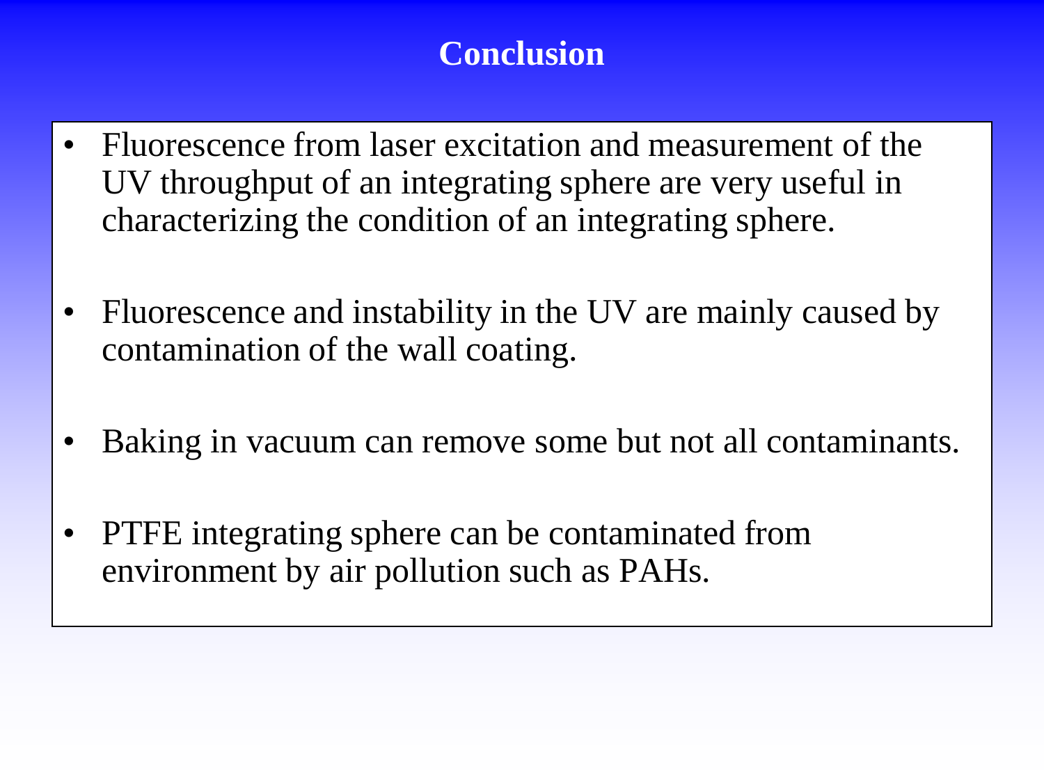# Conclusion

- Fluorescence from laser excitation and measurement of the UV throughput of an integrating sphere are very useful in characterizing the condition of an integrating sphere.
- Fluorescence and instability in the UV are mainly caused by contamination of the wall coating.
- Baking in vacuum can remove some but not all contaminants.
- PTFE integrating sphere can be contaminated from environment by air pollution such as PAHs.